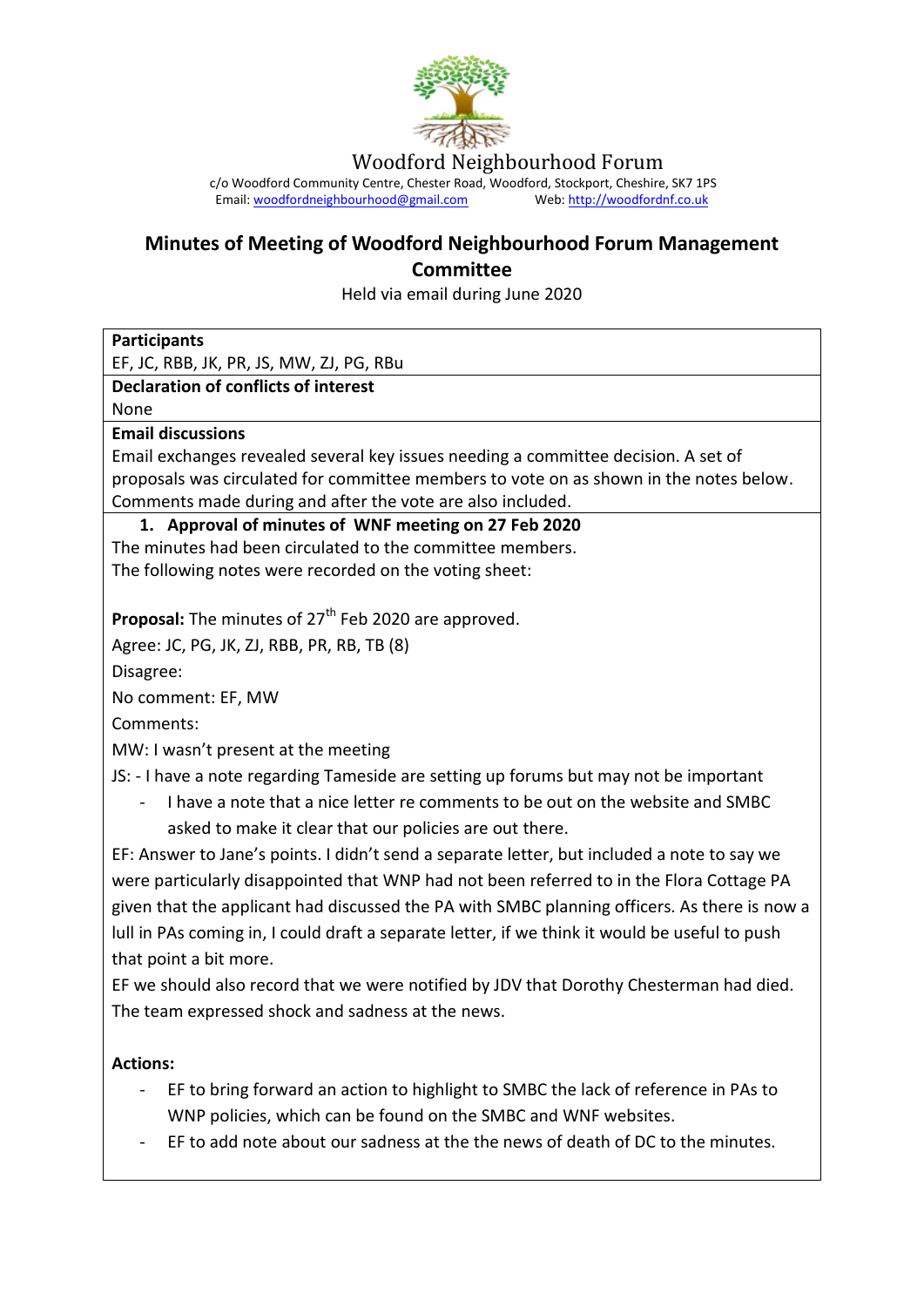Woodford Neighbourhood Forum

c/o Woodford Community Centre, Chester Road, Woodford, Stockport, Cheshire, SK7 1PS
Email: woodfordneighbourhood@gmail.com Web: http://woodfordnf.co.uk

# Minutes of Meeting of Woodford Neighbourhood Forum Management Committee

Held via email during June 2020

**Participants**

EF, JC, RBB, JK, PR, JS, MW, ZJ, PG, RBu

**Declaration of conflicts of interest**

None

**Email discussions**

Email exchanges revealed several key issues needing a committee decision. A set of proposals was circulated for committee members to vote on as shown in the notes below. Comments made during and after the vote are also included.

## 1. Approval of minutes of WNF meeting on 27 Feb 2020

The minutes had been circulated to the committee members.
The following notes were recorded on the voting sheet:

**Proposal:** The minutes of 27th Feb 2020 are approved.

Agree: JC, PG, JK, ZJ, RBB, PR, RB, TB (8)

Disagree:

No comment: EF, MW

Comments:

MW: I wasn't present at the meeting

JS: - I have a note regarding Tameside are setting up forums but may not be important

- I have a note that a nice letter re comments to be out on the website and SMBC asked to make it clear that our policies are out there.

EF: Answer to Jane's points. I didn't send a separate letter, but included a note to say we were particularly disappointed that WNP had not been referred to in the Flora Cottage PA given that the applicant had discussed the PA with SMBC planning officers. As there is now a lull in PAs coming in, I could draft a separate letter, if we think it would be useful to push that point a bit more.

EF we should also record that we were notified by JDV that Dorothy Chesterman had died. The team expressed shock and sadness at the news.

**Actions:**

- EF to bring forward an action to highlight to SMBC the lack of reference in PAs to WNP policies, which can be found on the SMBC and WNF websites.
- EF to add note about our sadness at the the news of death of DC to the minutes.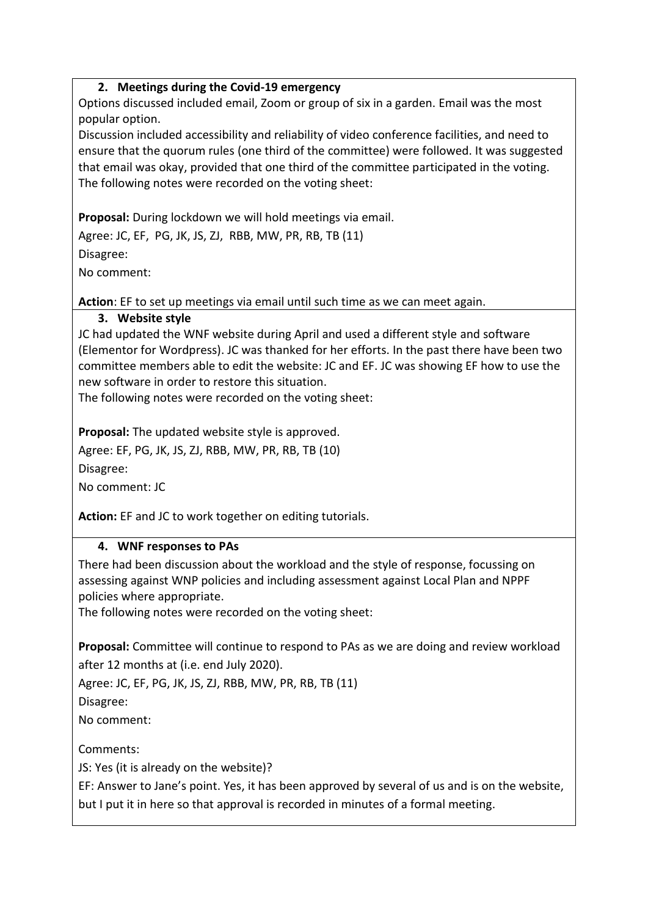## 2. Meetings during the Covid-19 emergency

Options discussed included email, Zoom or group of six in a garden. Email was the most popular option.

Discussion included accessibility and reliability of video conference facilities, and need to ensure that the quorum rules (one third of the committee) were followed. It was suggested that email was okay, provided that one third of the committee participated in the voting.

The following notes were recorded on the voting sheet:

**Proposal:** During lockdown we will hold meetings via email.

Agree: JC, EF, PG, JK, JS, ZJ, RBB, MW, PR, RB, TB (11)

Disagree:

No comment:

**Action**: EF to set up meetings via email until such time as we can meet again.

## 3. Website style

JC had updated the WNF website during April and used a different style and software (Elementor for Wordpress). JC was thanked for her efforts. In the past there have been two committee members able to edit the website: JC and EF. JC was showing EF how to use the new software in order to restore this situation.

The following notes were recorded on the voting sheet:

**Proposal:** The updated website style is approved.

Agree: EF, PG, JK, JS, ZJ, RBB, MW, PR, RB, TB (10)

Disagree:

No comment: JC

**Action:** EF and JC to work together on editing tutorials.

## 4. WNF responses to PAs

There had been discussion about the workload and the style of response, focussing on assessing against WNP policies and including assessment against Local Plan and NPPF policies where appropriate.

The following notes were recorded on the voting sheet:

**Proposal:** Committee will continue to respond to PAs as we are doing and review workload after 12 months at (i.e. end July 2020).

Agree: JC, EF, PG, JK, JS, ZJ, RBB, MW, PR, RB, TB (11)

Disagree:

No comment:

Comments:

JS: Yes (it is already on the website)?

EF: Answer to Jane's point. Yes, it has been approved by several of us and is on the website, but I put it in here so that approval is recorded in minutes of a formal meeting.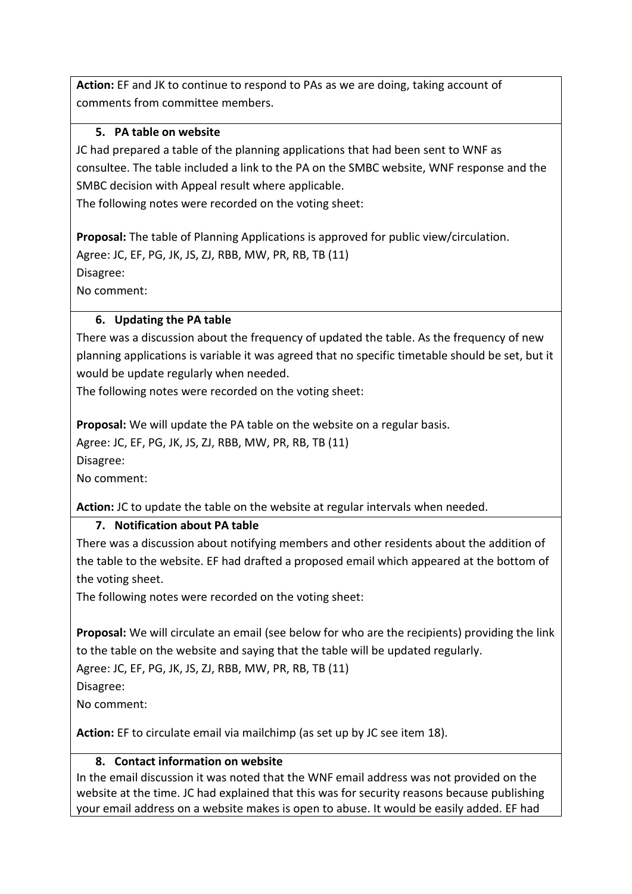**Action:** EF and JK to continue to respond to PAs as we are doing, taking account of comments from committee members.

### 5. PA table on website

JC had prepared a table of the planning applications that had been sent to WNF as consultee. The table included a link to the PA on the SMBC website, WNF response and the SMBC decision with Appeal result where applicable.

The following notes were recorded on the voting sheet:

**Proposal:** The table of Planning Applications is approved for public view/circulation.
Agree: JC, EF, PG, JK, JS, ZJ, RBB, MW, PR, RB, TB (11)
Disagree:
No comment:

### 6. Updating the PA table

There was a discussion about the frequency of updated the table. As the frequency of new planning applications is variable it was agreed that no specific timetable should be set, but it would be update regularly when needed.

The following notes were recorded on the voting sheet:

**Proposal:** We will update the PA table on the website on a regular basis.
Agree: JC, EF, PG, JK, JS, ZJ, RBB, MW, PR, RB, TB (11)
Disagree:
No comment:

**Action:** JC to update the table on the website at regular intervals when needed.

### 7. Notification about PA table

There was a discussion about notifying members and other residents about the addition of the table to the website. EF had drafted a proposed email which appeared at the bottom of the voting sheet.

The following notes were recorded on the voting sheet:

**Proposal:** We will circulate an email (see below for who are the recipients) providing the link to the table on the website and saying that the table will be updated regularly.
Agree: JC, EF, PG, JK, JS, ZJ, RBB, MW, PR, RB, TB (11)
Disagree:
No comment:

**Action:** EF to circulate email via mailchimp (as set up by JC see item 18).

### 8. Contact information on website

In the email discussion it was noted that the WNF email address was not provided on the website at the time. JC had explained that this was for security reasons because publishing your email address on a website makes is open to abuse. It would be easily added. EF had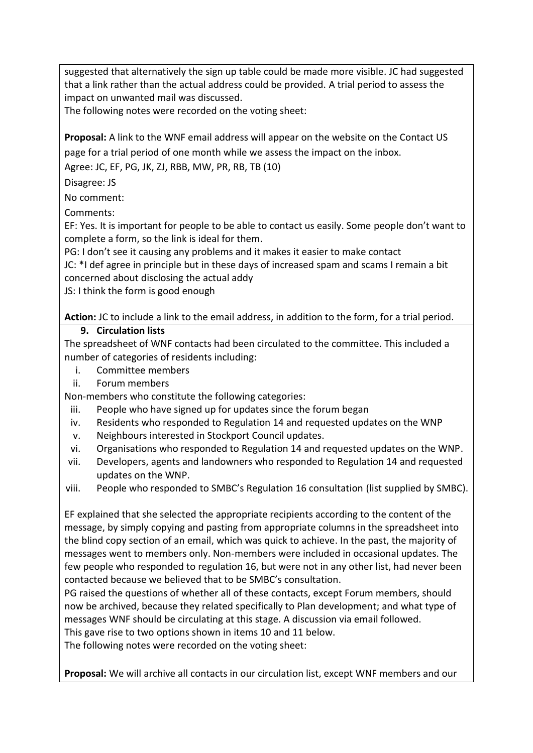suggested that alternatively the sign up table could be made more visible. JC had suggested that a link rather than the actual address could be provided. A trial period to assess the impact on unwanted mail was discussed.

The following notes were recorded on the voting sheet:

**Proposal:** A link to the WNF email address will appear on the website on the Contact US page for a trial period of one month while we assess the impact on the inbox.

Agree: JC, EF, PG, JK, ZJ, RBB, MW, PR, RB, TB (10)

Disagree: JS

No comment:

Comments:

EF: Yes. It is important for people to be able to contact us easily. Some people don't want to complete a form, so the link is ideal for them.

PG: I don't see it causing any problems and it makes it easier to make contact

JC: *I def agree in principle but in these days of increased spam and scams I remain a bit concerned about disclosing the actual addy

JS: I think the form is good enough

**Action:** JC to include a link to the email address, in addition to the form, for a trial period.

**9. Circulation lists**

The spreadsheet of WNF contacts had been circulated to the committee. This included a number of categories of residents including:

i. Committee members
ii. Forum members

Non-members who constitute the following categories:

iii. People who have signed up for updates since the forum began
iv. Residents who responded to Regulation 14 and requested updates on the WNP
v. Neighbours interested in Stockport Council updates.
vi. Organisations who responded to Regulation 14 and requested updates on the WNP.
vii. Developers, agents and landowners who responded to Regulation 14 and requested updates on the WNP.
viii. People who responded to SMBC's Regulation 16 consultation (list supplied by SMBC).

EF explained that she selected the appropriate recipients according to the content of the message, by simply copying and pasting from appropriate columns in the spreadsheet into the blind copy section of an email, which was quick to achieve. In the past, the majority of messages went to members only. Non-members were included in occasional updates. The few people who responded to regulation 16, but were not in any other list, had never been contacted because we believed that to be SMBC's consultation.

PG raised the questions of whether all of these contacts, except Forum members, should now be archived, because they related specifically to Plan development; and what type of messages WNF should be circulating at this stage. A discussion via email followed.

This gave rise to two options shown in items 10 and 11 below.

The following notes were recorded on the voting sheet:

**Proposal:** We will archive all contacts in our circulation list, except WNF members and our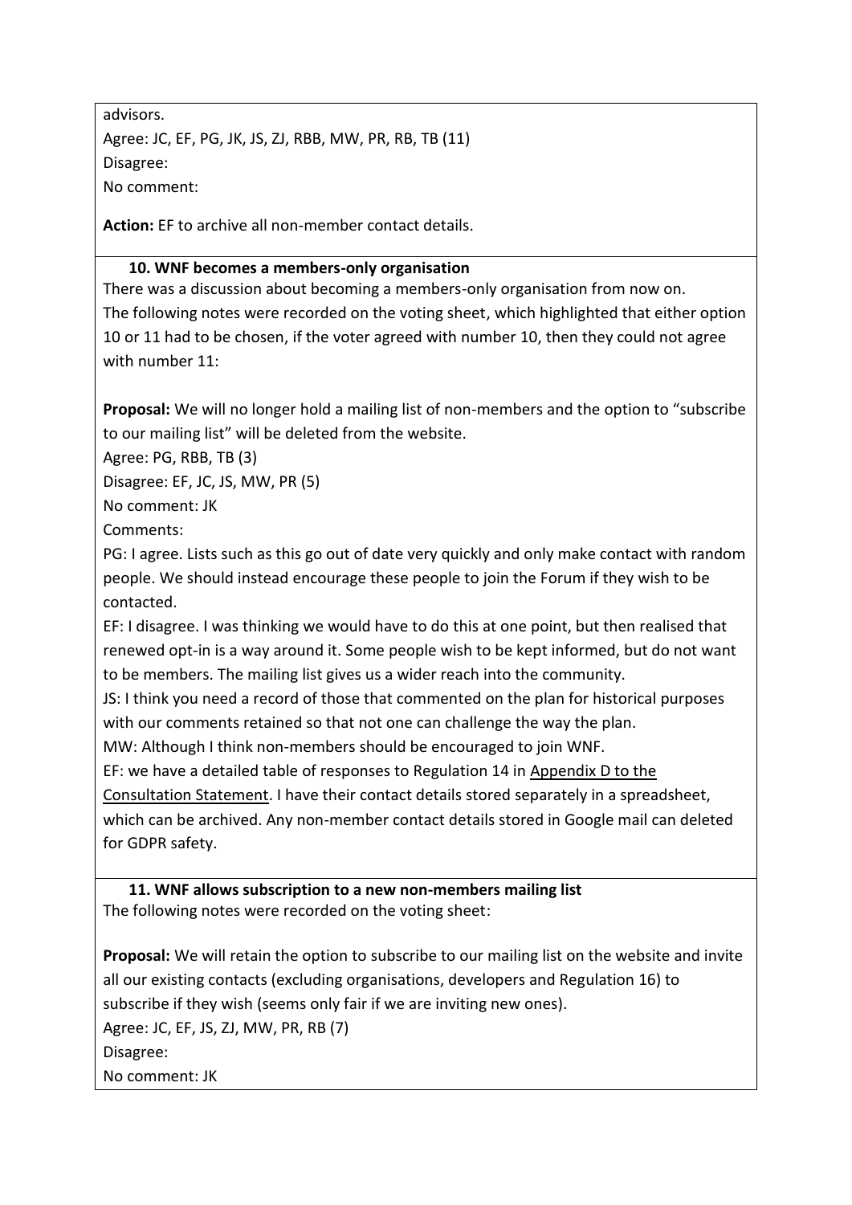advisors.
Agree: JC, EF, PG, JK, JS, ZJ, RBB, MW, PR, RB, TB (11)
Disagree:
No comment:

**Action:** EF to archive all non-member contact details.

**10. WNF becomes a members-only organisation**

There was a discussion about becoming a members-only organisation from now on.
The following notes were recorded on the voting sheet, which highlighted that either option 10 or 11 had to be chosen, if the voter agreed with number 10, then they could not agree with number 11:

**Proposal:** We will no longer hold a mailing list of non-members and the option to "subscribe to our mailing list" will be deleted from the website.
Agree: PG, RBB, TB (3)
Disagree: EF, JC, JS, MW, PR (5)
No comment: JK
Comments:
PG: I agree. Lists such as this go out of date very quickly and only make contact with random people. We should instead encourage these people to join the Forum if they wish to be contacted.
EF: I disagree. I was thinking we would have to do this at one point, but then realised that renewed opt-in is a way around it. Some people wish to be kept informed, but do not want to be members. The mailing list gives us a wider reach into the community.
JS: I think you need a record of those that commented on the plan for historical purposes with our comments retained so that not one can challenge the way the plan.
MW: Although I think non-members should be encouraged to join WNF.
EF: we have a detailed table of responses to Regulation 14 in Appendix D to the Consultation Statement. I have their contact details stored separately in a spreadsheet, which can be archived. Any non-member contact details stored in Google mail can deleted for GDPR safety.

**11. WNF allows subscription to a new non-members mailing list**

The following notes were recorded on the voting sheet:

**Proposal:** We will retain the option to subscribe to our mailing list on the website and invite all our existing contacts (excluding organisations, developers and Regulation 16) to subscribe if they wish (seems only fair if we are inviting new ones).
Agree: JC, EF, JS, ZJ, MW, PR, RB (7)
Disagree:
No comment: JK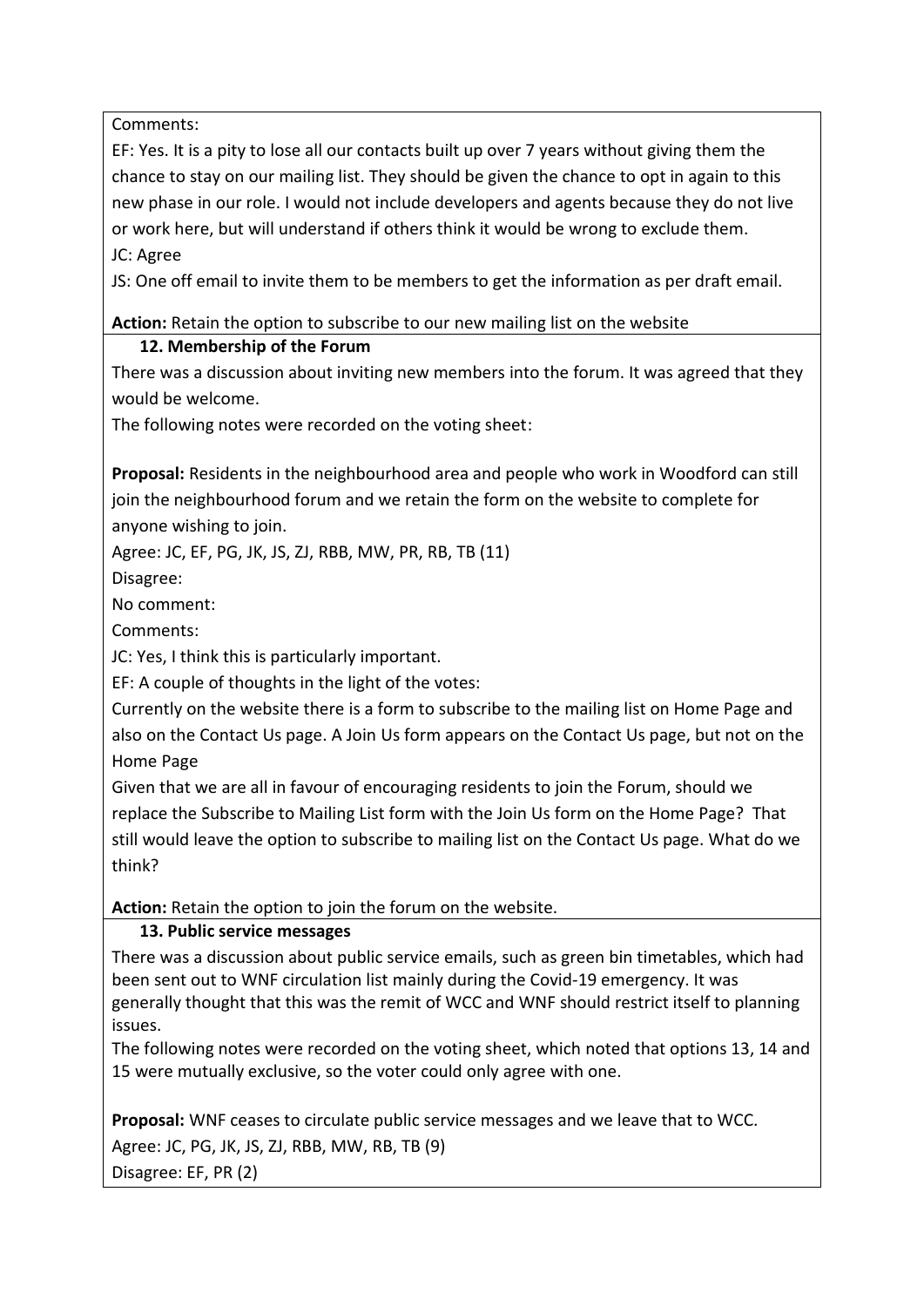Comments:

EF: Yes. It is a pity to lose all our contacts built up over 7 years without giving them the chance to stay on our mailing list. They should be given the chance to opt in again to this new phase in our role. I would not include developers and agents because they do not live or work here, but will understand if others think it would be wrong to exclude them.

JC: Agree

JS: One off email to invite them to be members to get the information as per draft email.

**Action:** Retain the option to subscribe to our new mailing list on the website

### 12. Membership of the Forum

There was a discussion about inviting new members into the forum. It was agreed that they would be welcome.

The following notes were recorded on the voting sheet:

**Proposal:** Residents in the neighbourhood area and people who work in Woodford can still join the neighbourhood forum and we retain the form on the website to complete for anyone wishing to join.

Agree: JC, EF, PG, JK, JS, ZJ, RBB, MW, PR, RB, TB (11)

Disagree:

No comment:

Comments:

JC: Yes, I think this is particularly important.

EF: A couple of thoughts in the light of the votes:

Currently on the website there is a form to subscribe to the mailing list on Home Page and also on the Contact Us page. A Join Us form appears on the Contact Us page, but not on the Home Page

Given that we are all in favour of encouraging residents to join the Forum, should we replace the Subscribe to Mailing List form with the Join Us form on the Home Page? That still would leave the option to subscribe to mailing list on the Contact Us page. What do we think?

**Action:** Retain the option to join the forum on the website.

### 13. Public service messages

There was a discussion about public service emails, such as green bin timetables, which had been sent out to WNF circulation list mainly during the Covid-19 emergency. It was generally thought that this was the remit of WCC and WNF should restrict itself to planning issues.

The following notes were recorded on the voting sheet, which noted that options 13, 14 and 15 were mutually exclusive, so the voter could only agree with one.

**Proposal:** WNF ceases to circulate public service messages and we leave that to WCC.

Agree: JC, PG, JK, JS, ZJ, RBB, MW, RB, TB (9)

Disagree: EF, PR (2)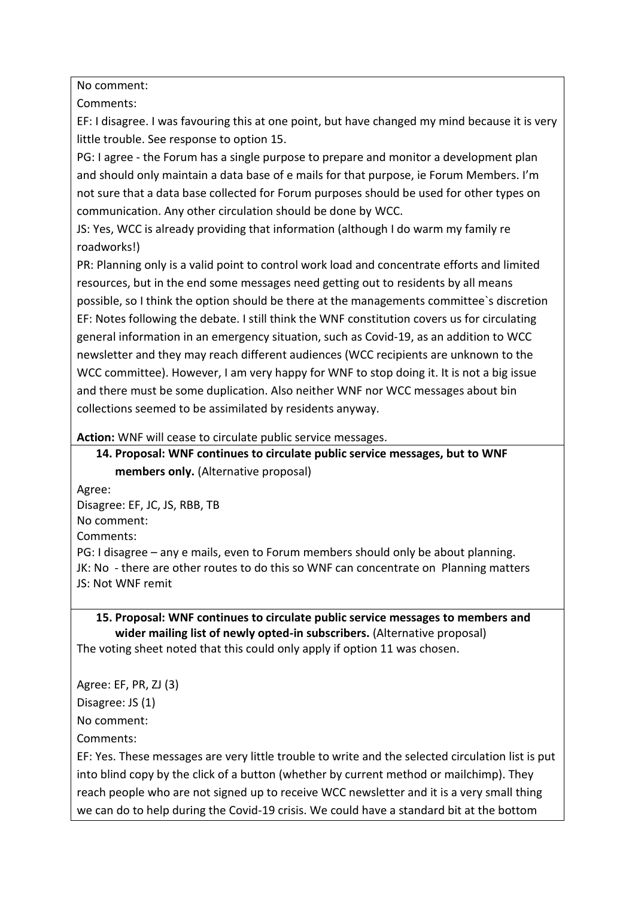No comment:

Comments:

EF: I disagree. I was favouring this at one point, but have changed my mind because it is very little trouble. See response to option 15.

PG: I agree - the Forum has a single purpose to prepare and monitor a development plan and should only maintain a data base of e mails for that purpose, ie Forum Members. I'm not sure that a data base collected for Forum purposes should be used for other types on communication. Any other circulation should be done by WCC.

JS: Yes, WCC is already providing that information (although I do warm my family re roadworks!)

PR: Planning only is a valid point to control work load and concentrate efforts and limited resources, but in the end some messages need getting out to residents by all means possible, so I think the option should be there at the managements committee`s discretion

EF: Notes following the debate. I still think the WNF constitution covers us for circulating general information in an emergency situation, such as Covid-19, as an addition to WCC newsletter and they may reach different audiences (WCC recipients are unknown to the WCC committee). However, I am very happy for WNF to stop doing it. It is not a big issue and there must be some duplication. Also neither WNF nor WCC messages about bin collections seemed to be assimilated by residents anyway.

**Action:** WNF will cease to circulate public service messages.

**14. Proposal: WNF continues to circulate public service messages, but to WNF members only.** (Alternative proposal)

Agree:

Disagree: EF, JC, JS, RBB, TB

No comment:

Comments:

PG: I disagree – any e mails, even to Forum members should only be about planning.

JK: No - there are other routes to do this so WNF can concentrate on Planning matters

JS: Not WNF remit

**15. Proposal: WNF continues to circulate public service messages to members and wider mailing list of newly opted-in subscribers.** (Alternative proposal)

The voting sheet noted that this could only apply if option 11 was chosen.

Agree: EF, PR, ZJ (3)

Disagree: JS (1)

No comment:

Comments:

EF: Yes. These messages are very little trouble to write and the selected circulation list is put into blind copy by the click of a button (whether by current method or mailchimp). They reach people who are not signed up to receive WCC newsletter and it is a very small thing we can do to help during the Covid-19 crisis. We could have a standard bit at the bottom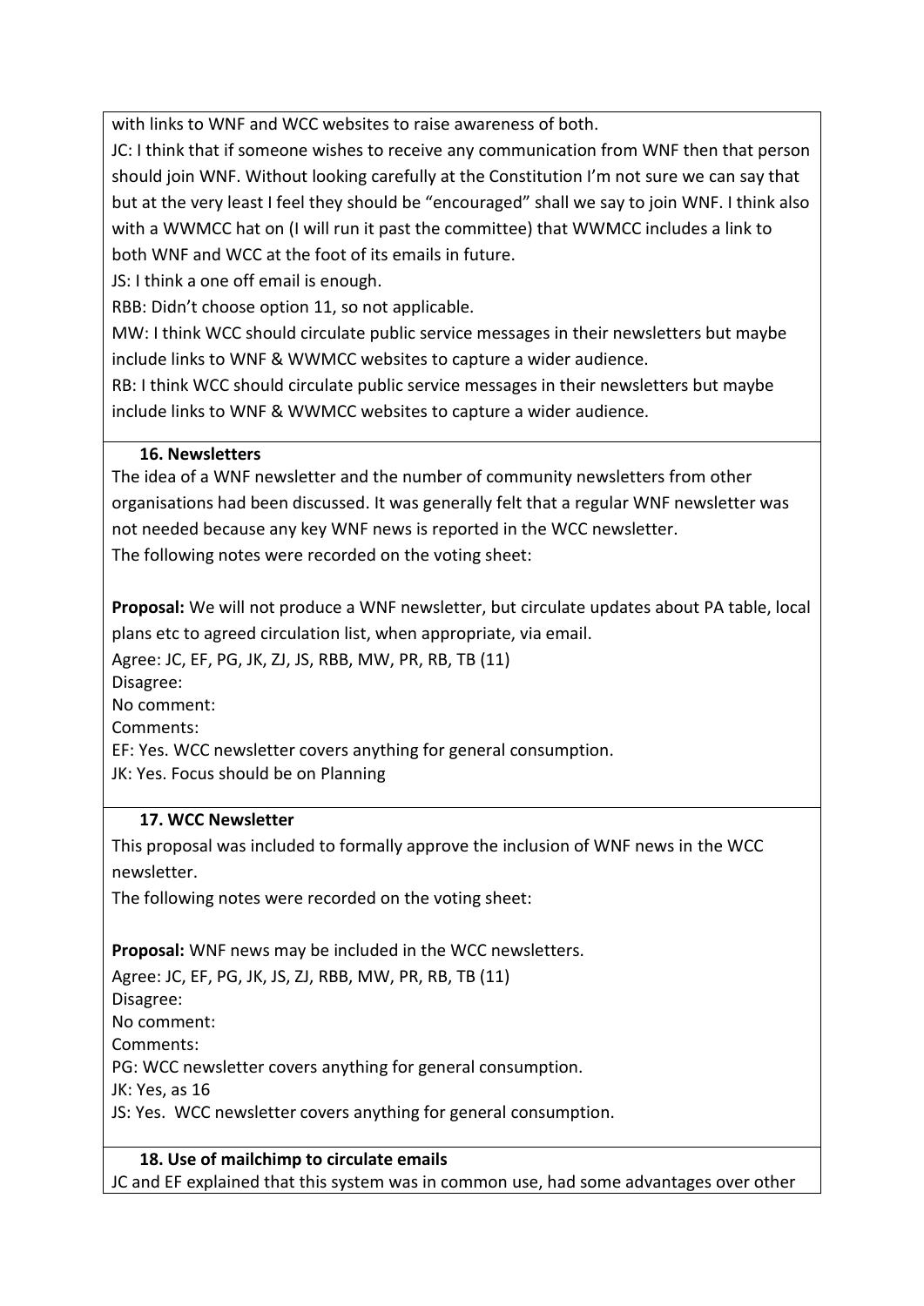with links to WNF and WCC websites to raise awareness of both.

JC: I think that if someone wishes to receive any communication from WNF then that person should join WNF. Without looking carefully at the Constitution I'm not sure we can say that but at the very least I feel they should be "encouraged" shall we say to join WNF. I think also with a WWMCC hat on (I will run it past the committee) that WWMCC includes a link to both WNF and WCC at the foot of its emails in future.

JS: I think a one off email is enough.

RBB: Didn't choose option 11, so not applicable.

MW: I think WCC should circulate public service messages in their newsletters but maybe include links to WNF & WWMCC websites to capture a wider audience.

RB: I think WCC should circulate public service messages in their newsletters but maybe include links to WNF & WWMCC websites to capture a wider audience.

**16. Newsletters**

The idea of a WNF newsletter and the number of community newsletters from other organisations had been discussed. It was generally felt that a regular WNF newsletter was not needed because any key WNF news is reported in the WCC newsletter.

The following notes were recorded on the voting sheet:

**Proposal:** We will not produce a WNF newsletter, but circulate updates about PA table, local plans etc to agreed circulation list, when appropriate, via email.

Agree: JC, EF, PG, JK, ZJ, JS, RBB, MW, PR, RB, TB (11)

Disagree:

No comment:

Comments:

EF: Yes. WCC newsletter covers anything for general consumption.

JK: Yes. Focus should be on Planning

**17. WCC Newsletter**

This proposal was included to formally approve the inclusion of WNF news in the WCC newsletter.

The following notes were recorded on the voting sheet:

**Proposal:** WNF news may be included in the WCC newsletters.

Agree: JC, EF, PG, JK, JS, ZJ, RBB, MW, PR, RB, TB (11)

Disagree:

No comment:

Comments:

PG: WCC newsletter covers anything for general consumption.

JK: Yes, as 16

JS: Yes. WCC newsletter covers anything for general consumption.

**18. Use of mailchimp to circulate emails**

JC and EF explained that this system was in common use, had some advantages over other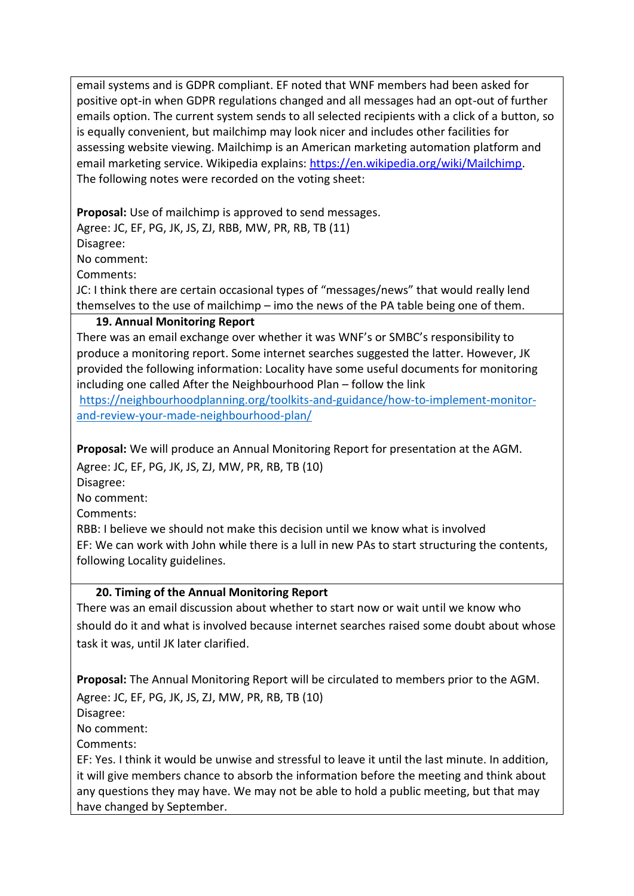email systems and is GDPR compliant. EF noted that WNF members had been asked for positive opt-in when GDPR regulations changed and all messages had an opt-out of further emails option. The current system sends to all selected recipients with a click of a button, so is equally convenient, but mailchimp may look nicer and includes other facilities for assessing website viewing. Mailchimp is an American marketing automation platform and email marketing service. Wikipedia explains: https://en.wikipedia.org/wiki/Mailchimp.
The following notes were recorded on the voting sheet:

**Proposal:** Use of mailchimp is approved to send messages.
Agree: JC, EF, PG, JK, JS, ZJ, RBB, MW, PR, RB, TB (11)
Disagree:
No comment:
Comments:
JC: I think there are certain occasional types of "messages/news" that would really lend themselves to the use of mailchimp – imo the news of the PA table being one of them.

### 19. Annual Monitoring Report

There was an email exchange over whether it was WNF's or SMBC's responsibility to produce a monitoring report. Some internet searches suggested the latter. However, JK provided the following information: Locality have some useful documents for monitoring including one called After the Neighbourhood Plan – follow the link
https://neighbourhoodplanning.org/toolkits-and-guidance/how-to-implement-monitor-and-review-your-made-neighbourhood-plan/

**Proposal:** We will produce an Annual Monitoring Report for presentation at the AGM.
Agree: JC, EF, PG, JK, JS, ZJ, MW, PR, RB, TB (10)
Disagree:
No comment:
Comments:
RBB: I believe we should not make this decision until we know what is involved
EF: We can work with John while there is a lull in new PAs to start structuring the contents, following Locality guidelines.

### 20. Timing of the Annual Monitoring Report

There was an email discussion about whether to start now or wait until we know who should do it and what is involved because internet searches raised some doubt about whose task it was, until JK later clarified.

**Proposal:** The Annual Monitoring Report will be circulated to members prior to the AGM.
Agree: JC, EF, PG, JK, JS, ZJ, MW, PR, RB, TB (10)
Disagree:
No comment:
Comments:
EF: Yes. I think it would be unwise and stressful to leave it until the last minute. In addition, it will give members chance to absorb the information before the meeting and think about any questions they may have. We may not be able to hold a public meeting, but that may have changed by September.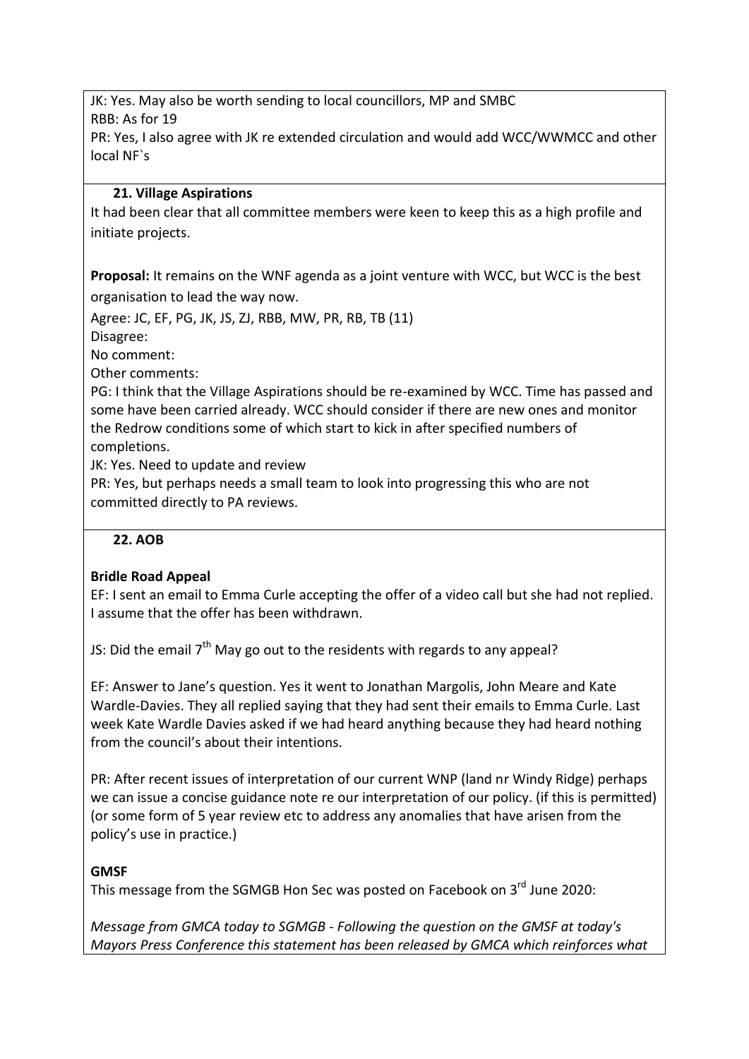JK: Yes. May also be worth sending to local councillors, MP and SMBC
RBB: As for 19
PR: Yes, I also agree with JK re extended circulation and would add WCC/WWMCC and other local NF`s

### 21. Village Aspirations

It had been clear that all committee members were keen to keep this as a high profile and initiate projects.

**Proposal:** It remains on the WNF agenda as a joint venture with WCC, but WCC is the best organisation to lead the way now.

Agree: JC, EF, PG, JK, JS, ZJ, RBB, MW, PR, RB, TB (11)
Disagree:
No comment:
Other comments:
PG: I think that the Village Aspirations should be re-examined by WCC. Time has passed and some have been carried already. WCC should consider if there are new ones and monitor the Redrow conditions some of which start to kick in after specified numbers of completions.
JK: Yes. Need to update and review
PR: Yes, but perhaps needs a small team to look into progressing this who are not committed directly to PA reviews.

### 22. AOB

**Bridle Road Appeal**

EF: I sent an email to Emma Curle accepting the offer of a video call but she had not replied. I assume that the offer has been withdrawn.

JS: Did the email 7th May go out to the residents with regards to any appeal?

EF: Answer to Jane's question. Yes it went to Jonathan Margolis, John Meare and Kate Wardle-Davies. They all replied saying that they had sent their emails to Emma Curle. Last week Kate Wardle Davies asked if we had heard anything because they had heard nothing from the council's about their intentions.

PR: After recent issues of interpretation of our current WNP (land nr Windy Ridge) perhaps we can issue a concise guidance note re our interpretation of our policy. (if this is permitted) (or some form of 5 year review etc to address any anomalies that have arisen from the policy's use in practice.)

**GMSF**

This message from the SGMGB Hon Sec was posted on Facebook on 3rd June 2020:

*Message from GMCA today to SGMGB - Following the question on the GMSF at today's Mayors Press Conference this statement has been released by GMCA which reinforces what*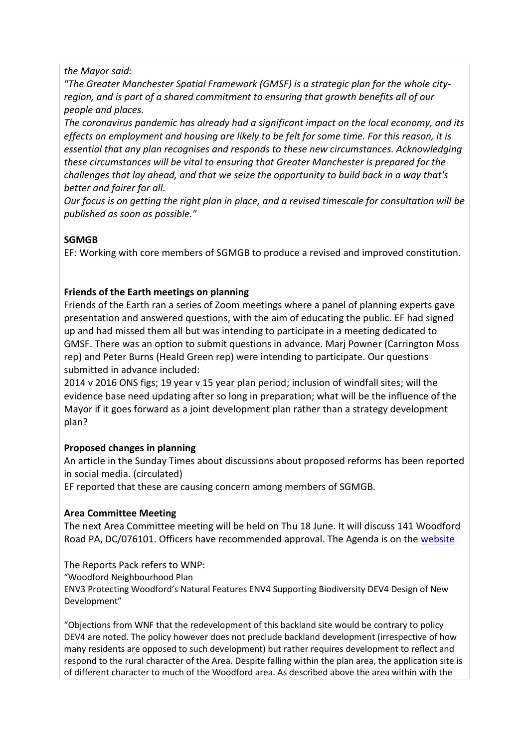*the Mayor said:*

*"The Greater Manchester Spatial Framework (GMSF) is a strategic plan for the whole city-region, and is part of a shared commitment to ensuring that growth benefits all of our people and places.*

*The coronavirus pandemic has already had a significant impact on the local economy, and its effects on employment and housing are likely to be felt for some time. For this reason, it is essential that any plan recognises and responds to these new circumstances. Acknowledging these circumstances will be vital to ensuring that Greater Manchester is prepared for the challenges that lay ahead, and that we seize the opportunity to build back in a way that's better and fairer for all.*

*Our focus is on getting the right plan in place, and a revised timescale for consultation will be published as soon as possible."*

**SGMGB**

EF: Working with core members of SGMGB to produce a revised and improved constitution.

**Friends of the Earth meetings on planning**

Friends of the Earth ran a series of Zoom meetings where a panel of planning experts gave presentation and answered questions, with the aim of educating the public. EF had signed up and had missed them all but was intending to participate in a meeting dedicated to GMSF. There was an option to submit questions in advance. Marj Powner (Carrington Moss rep) and Peter Burns (Heald Green rep) were intending to participate. Our questions submitted in advance included:

2014 v 2016 ONS figs; 19 year v 15 year plan period; inclusion of windfall sites; will the evidence base need updating after so long in preparation; what will be the influence of the Mayor if it goes forward as a joint development plan rather than a strategy development plan?

**Proposed changes in planning**

An article in the Sunday Times about discussions about proposed reforms has been reported in social media. (circulated)

EF reported that these are causing concern among members of SGMGB.

**Area Committee Meeting**

The next Area Committee meeting will be held on Thu 18 June. It will discuss 141 Woodford Road PA, DC/076101. Officers have recommended approval. The Agenda is on the website

The Reports Pack refers to WNP:

"Woodford Neighbourhood Plan

ENV3 Protecting Woodford's Natural Features ENV4 Supporting Biodiversity DEV4 Design of New Development"

"Objections from WNF that the redevelopment of this backland site would be contrary to policy DEV4 are noted. The policy however does not preclude backland development (irrespective of how many residents are opposed to such development) but rather requires development to reflect and respond to the rural character of the Area. Despite falling within the plan area, the application site is of different character to much of the Woodford area. As described above the area within with the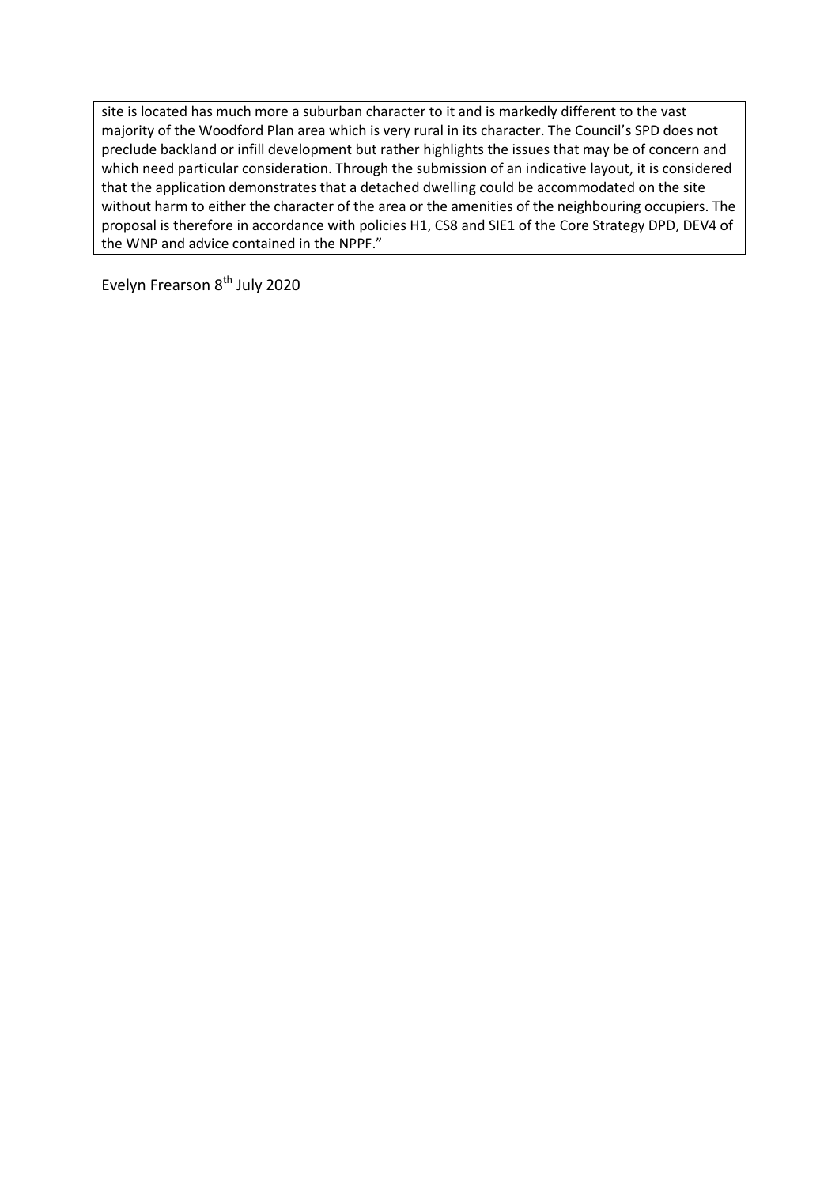site is located has much more a suburban character to it and is markedly different to the vast majority of the Woodford Plan area which is very rural in its character. The Council's SPD does not preclude backland or infill development but rather highlights the issues that may be of concern and which need particular consideration. Through the submission of an indicative layout, it is considered that the application demonstrates that a detached dwelling could be accommodated on the site without harm to either the character of the area or the amenities of the neighbouring occupiers. The proposal is therefore in accordance with policies H1, CS8 and SIE1 of the Core Strategy DPD, DEV4 of the WNP and advice contained in the NPPF."

Evelyn Frearson 8th July 2020